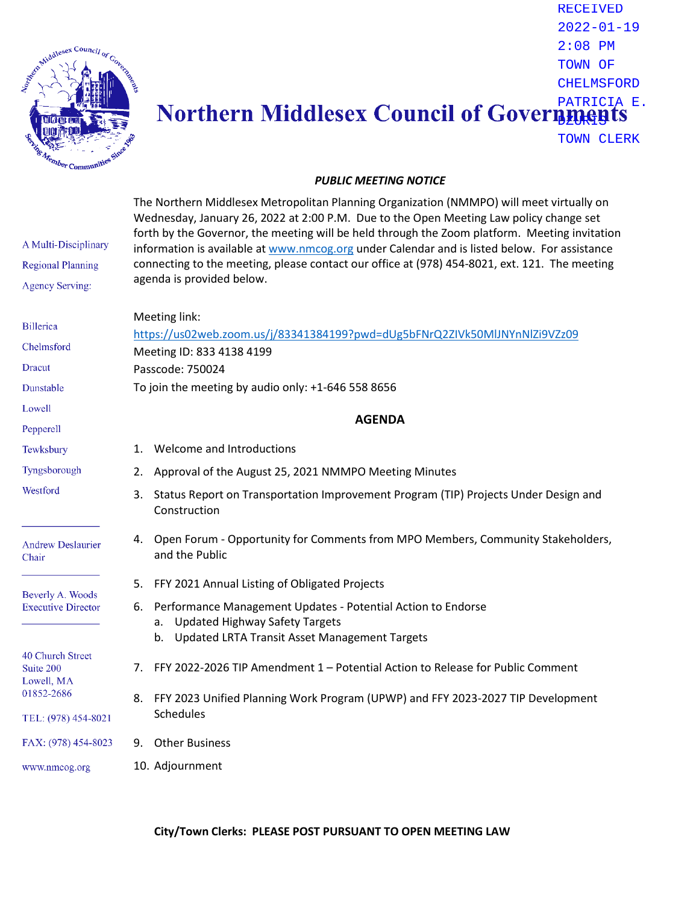RECEIVED
2022-01-19
2:08 PM
TOWN OF
CHELMSFORD
PATRICIA E.
DZURIS
TOWN CLERK

# Northern Middlesex Council of Governments

A Multi-Disciplinary Regional Planning Agency Serving:

Billerica
Chelmsford
Dracut
Dunstable
Lowell
Pepperell
Tewksbury
Tyngsborough
Westford

Andrew Deslaurier
Chair

Beverly A. Woods
Executive Director

40 Church Street
Suite 200
Lowell, MA
01852-2686

TEL: (978) 454-8021

FAX: (978) 454-8023

www.nmcog.org

***PUBLIC MEETING NOTICE***

The Northern Middlesex Metropolitan Planning Organization (NMMPO) will meet virtually on Wednesday, January 26, 2022 at 2:00 P.M. Due to the Open Meeting Law policy change set forth by the Governor, the meeting will be held through the Zoom platform. Meeting invitation information is available at www.nmcog.org under Calendar and is listed below. For assistance connecting to the meeting, please contact our office at (978) 454-8021, ext. 121. The meeting agenda is provided below.

Meeting link:
https://us02web.zoom.us/j/83341384199?pwd=dUg5bFNrQ2ZIVk50MlJNYnNlZi9VZz09
Meeting ID: 833 4138 4199
Passcode: 750024
To join the meeting by audio only: +1-646 558 8656

**AGENDA**

1. Welcome and Introductions
2. Approval of the August 25, 2021 NMMPO Meeting Minutes
3. Status Report on Transportation Improvement Program (TIP) Projects Under Design and Construction
4. Open Forum - Opportunity for Comments from MPO Members, Community Stakeholders, and the Public
5. FFY 2021 Annual Listing of Obligated Projects
6. Performance Management Updates - Potential Action to Endorse
   a. Updated Highway Safety Targets
   b. Updated LRTA Transit Asset Management Targets
7. FFY 2022-2026 TIP Amendment 1 – Potential Action to Release for Public Comment
8. FFY 2023 Unified Planning Work Program (UPWP) and FFY 2023-2027 TIP Development Schedules
9. Other Business
10. Adjournment

**City/Town Clerks: PLEASE POST PURSUANT TO OPEN MEETING LAW**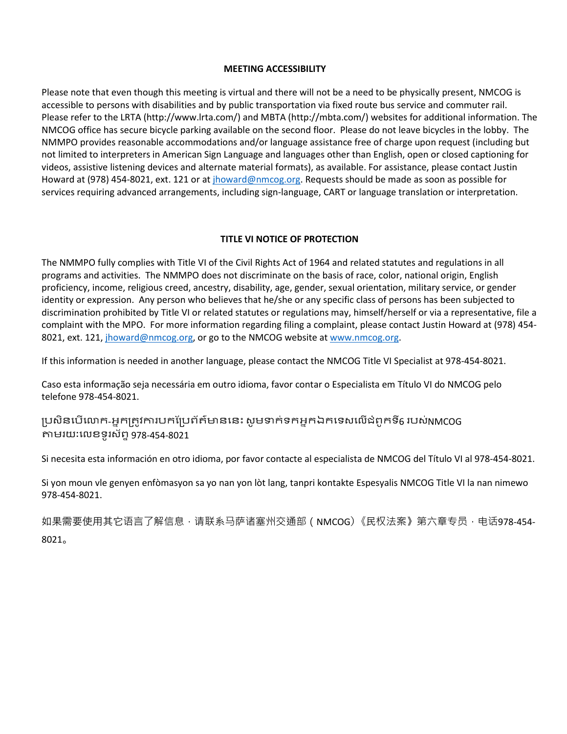## MEETING ACCESSIBILITY

Please note that even though this meeting is virtual and there will not be a need to be physically present, NMCOG is accessible to persons with disabilities and by public transportation via fixed route bus service and commuter rail. Please refer to the LRTA (http://www.lrta.com/) and MBTA (http://mbta.com/) websites for additional information. The NMCOG office has secure bicycle parking available on the second floor. Please do not leave bicycles in the lobby. The NMMPO provides reasonable accommodations and/or language assistance free of charge upon request (including but not limited to interpreters in American Sign Language and languages other than English, open or closed captioning for videos, assistive listening devices and alternate material formats), as available. For assistance, please contact Justin Howard at (978) 454-8021, ext. 121 or at jhoward@nmcog.org. Requests should be made as soon as possible for services requiring advanced arrangements, including sign-language, CART or language translation or interpretation.

## TITLE VI NOTICE OF PROTECTION

The NMMPO fully complies with Title VI of the Civil Rights Act of 1964 and related statutes and regulations in all programs and activities. The NMMPO does not discriminate on the basis of race, color, national origin, English proficiency, income, religious creed, ancestry, disability, age, gender, sexual orientation, military service, or gender identity or expression. Any person who believes that he/she or any specific class of persons has been subjected to discrimination prohibited by Title VI or related statutes or regulations may, himself/herself or via a representative, file a complaint with the MPO. For more information regarding filing a complaint, please contact Justin Howard at (978) 454-8021, ext. 121, jhoward@nmcog.org, or go to the NMCOG website at www.nmcog.org.

If this information is needed in another language, please contact the NMCOG Title VI Specialist at 978-454-8021.

Caso esta informação seja necessária em outro idioma, favor contar o Especialista em Título VI do NMCOG pelo telefone 978-454-8021.

ប្រសិនបើលោក-អ្នកត្រូវការបកប្រែព័ត៌មាននេះ សូមទាក់ទកអ្នកឯកទេសលើជំពូកទី6 របស់NMCOG តាមរយៈលេខទូរស័ព្ទ 978-454-8021

Si necesita esta información en otro idioma, por favor contacte al especialista de NMCOG del Título VI al 978-454-8021.

Si yon moun vle genyen enfòmasyon sa yo nan yon lòt lang, tanpri kontakte Espesyalis NMCOG Title VI la nan nimewo 978-454-8021.

如果需要使用其它语言了解信息，请联系马萨诸塞州交通部（NMCOG）《民权法案》第六章专员，电话978-454-8021。